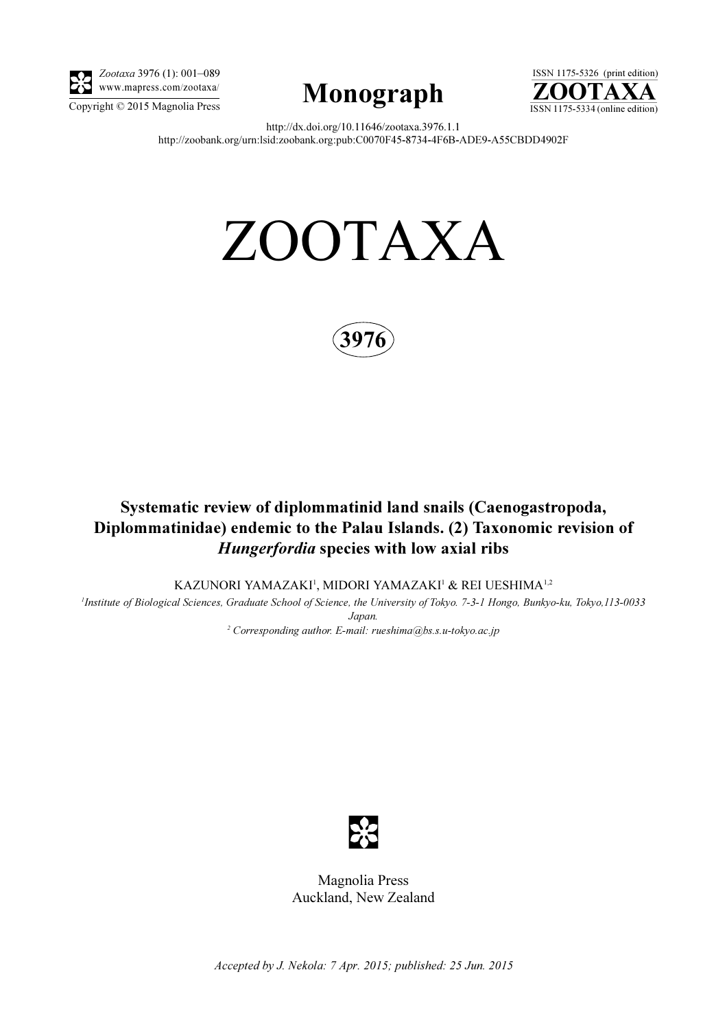*Zootaxa* 3976 (1): 001–089
www.mapress.com/zootaxa/
Copyright © 2015 Magnolia Press

# Monograph

ISSN 1175-5326 (print edition)
**ZOOTAXA**
ISSN 1175-5334 (online edition)

http://dx.doi.org/10.11646/zootaxa.3976.1.1
http://zoobank.org/urn:lsid:zoobank.org:pub:C0070F45-8734-4F6B-ADE9-A55CBDD4902F

# ZOOTAXA

**3976**

## Systematic review of diplommatinid land snails (Caenogastropoda, Diplommatinidae) endemic to the Palau Islands. (2) Taxonomic revision of *Hungerfordia* species with low axial ribs

KAZUNORI YAMAZAKI[1], MIDORI YAMAZAKI[1] & REI UESHIMA[1,2]

[1]*Institute of Biological Sciences, Graduate School of Science, the University of Tokyo. 7-3-1 Hongo, Bunkyo-ku, Tokyo,113-0033 Japan.*

[2]*Corresponding author. E-mail: rueshima@bs.s.u-tokyo.ac.jp*

Magnolia Press
Auckland, New Zealand

*Accepted by J. Nekola: 7 Apr. 2015; published: 25 Jun. 2015*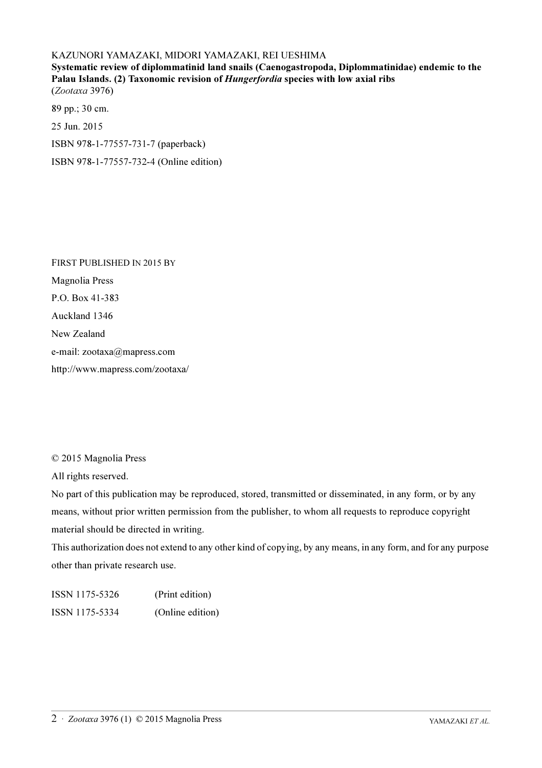KAZUNORI YAMAZAKI, MIDORI YAMAZAKI, REI UESHIMA

**Systematic review of diplommatinid land snails (Caenogastropoda, Diplommatinidae) endemic to the Palau Islands. (2) Taxonomic revision of *Hungerfordia* species with low axial ribs**

(*Zootaxa* 3976)

89 pp.; 30 cm.

25 Jun. 2015

ISBN 978-1-77557-731-7 (paperback)

ISBN 978-1-77557-732-4 (Online edition)

FIRST PUBLISHED IN 2015 BY

Magnolia Press

P.O. Box 41-383

Auckland 1346

New Zealand

e-mail: zootaxa@mapress.com

http://www.mapress.com/zootaxa/

© 2015 Magnolia Press

All rights reserved.

No part of this publication may be reproduced, stored, transmitted or disseminated, in any form, or by any means, without prior written permission from the publisher, to whom all requests to reproduce copyright material should be directed in writing.

This authorization does not extend to any other kind of copying, by any means, in any form, and for any purpose other than private research use.

ISSN 1175-5326 (Print edition)

ISSN 1175-5334 (Online edition)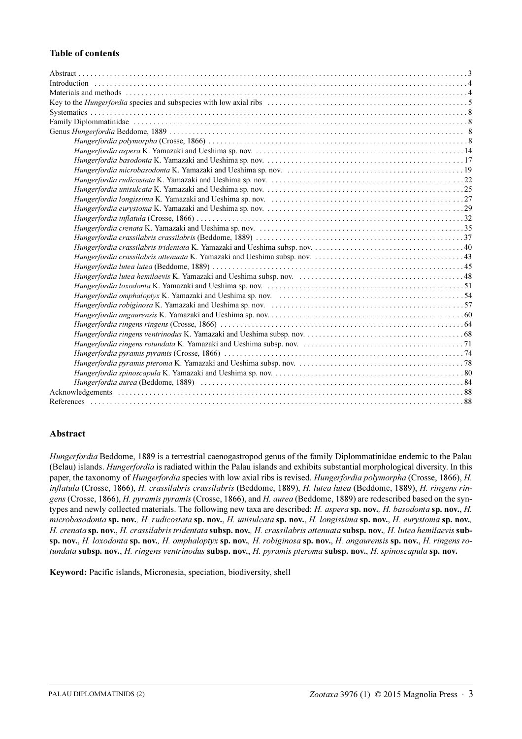## Table of contents

Abstract . . . 3
Introduction . . . 4
Materials and methods . . . 4
Key to the *Hungerfordia* species and subspecies with low axial ribs . . . 5
Systematics . . . 8
Family Diplommatinidae . . . 8
Genus *Hungerfordia* Beddome, 1889 . . . 8
- *Hungerfordia polymorpha* (Crosse, 1866) . . . 8
- *Hungerfordia aspera* K. Yamazaki and Ueshima sp. nov. . . . 14
- *Hungerfordia basodonta* K. Yamazaki and Ueshima sp. nov. . . . 17
- *Hungerfordia microbasodonta* K. Yamazaki and Ueshima sp. nov. . . . 19
- *Hungerfordia rudicostata* K. Yamazaki and Ueshima sp. nov. . . . 22
- *Hungerfordia unisulcata* K. Yamazaki and Ueshima sp. nov. . . . 25
- *Hungerfordia longissima* K. Yamazaki and Ueshima sp. nov. . . . 27
- *Hungerfordia eurystoma* K. Yamazaki and Ueshima sp. nov. . . . 29
- *Hungerfordia inflatula* (Crosse, 1866) . . . 32
- *Hungerfordia crenata* K. Yamazaki and Ueshima sp. nov. . . . 35
- *Hungerfordia crassilabris crassilabris* (Beddome, 1889) . . . 37
- *Hungerfordia crassilabris tridentata* K. Yamazaki and Ueshima subsp. nov. . . . 40
- *Hungerfordia crassilabris attenuata* K. Yamazaki and Ueshima subsp. nov. . . . 43
- *Hungerfordia lutea lutea* (Beddome, 1889) . . . 45
- *Hungerfordia lutea hemilaevis* K. Yamazaki and Ueshima subsp. nov. . . . 48
- *Hungerfordia loxodonta* K. Yamazaki and Ueshima sp. nov. . . . 51
- *Hungerfordia omphaloptyx* K. Yamazaki and Ueshima sp. nov. . . . 54
- *Hungerfordia robiginosa* K. Yamazaki and Ueshima sp. nov. . . . 57
- *Hungerfordia angaurensis* K. Yamazaki and Ueshima sp. nov. . . . 60
- *Hungerfordia ringens ringens* (Crosse, 1866) . . . 64
- *Hungerfordia ringens ventrinodus* K. Yamazaki and Ueshima subsp. nov. . . . 68
- *Hungerfordia ringens rotundata* K. Yamazaki and Ueshima subsp. nov. . . . 71
- *Hungerfordia pyramis pyramis* (Crosse, 1866) . . . 74
- *Hungerfordia pyramis pteroma* K. Yamazaki and Ueshima subsp. nov. . . . 78
- *Hungerfordia spinoscapula* K. Yamazaki and Ueshima sp. nov. . . . 80
- *Hungerfordia aurea* (Beddome, 1889) . . . 84

Acknowledgements . . . 88
References . . . 88

## Abstract

*Hungerfordia* Beddome, 1889 is a terrestrial caenogastropod genus of the family Diplommatinidae endemic to the Palau (Belau) islands. *Hungerfordia* is radiated within the Palau islands and exhibits substantial morphological diversity. In this paper, the taxonomy of *Hungerfordia* species with low axial ribs is revised. *Hungerfordia polymorpha* (Crosse, 1866), *H. inflatula* (Crosse, 1866), *H. crassilabris crassilabris* (Beddome, 1889), *H. lutea lutea* (Beddome, 1889), *H. ringens ringens* (Crosse, 1866), *H. pyramis pyramis* (Crosse, 1866), and *H. aurea* (Beddome, 1889) are redescribed based on the syntypes and newly collected materials. The following new taxa are described: *H. aspera* **sp. nov.**, *H. basodonta* **sp. nov.**, *H. microbasodonta* **sp. nov.**, *H. rudicostata* **sp. nov.**, *H. unisulcata* **sp. nov.**, *H. longissima* **sp. nov.**, *H. eurystoma* **sp. nov.**, *H. crenata* **sp. nov.**, *H. crassilabris tridentata* **subsp. nov.**, *H. crassilabris attenuata* **subsp. nov.**, *H. lutea hemilaevis* **subsp. nov.**, *H. loxodonta* **sp. nov.**, *H. omphaloptyx* **sp. nov.**, *H. robiginosa* **sp. nov.**, *H. angaurensis* **sp. nov.**, *H. ringens rotundata* **subsp. nov.**, *H. ringens ventrinodus* **subsp. nov.**, *H. pyramis pteroma* **subsp. nov.**, *H. spinoscapula* **sp. nov.**

**Keyword:** Pacific islands, Micronesia, speciation, biodiversity, shell